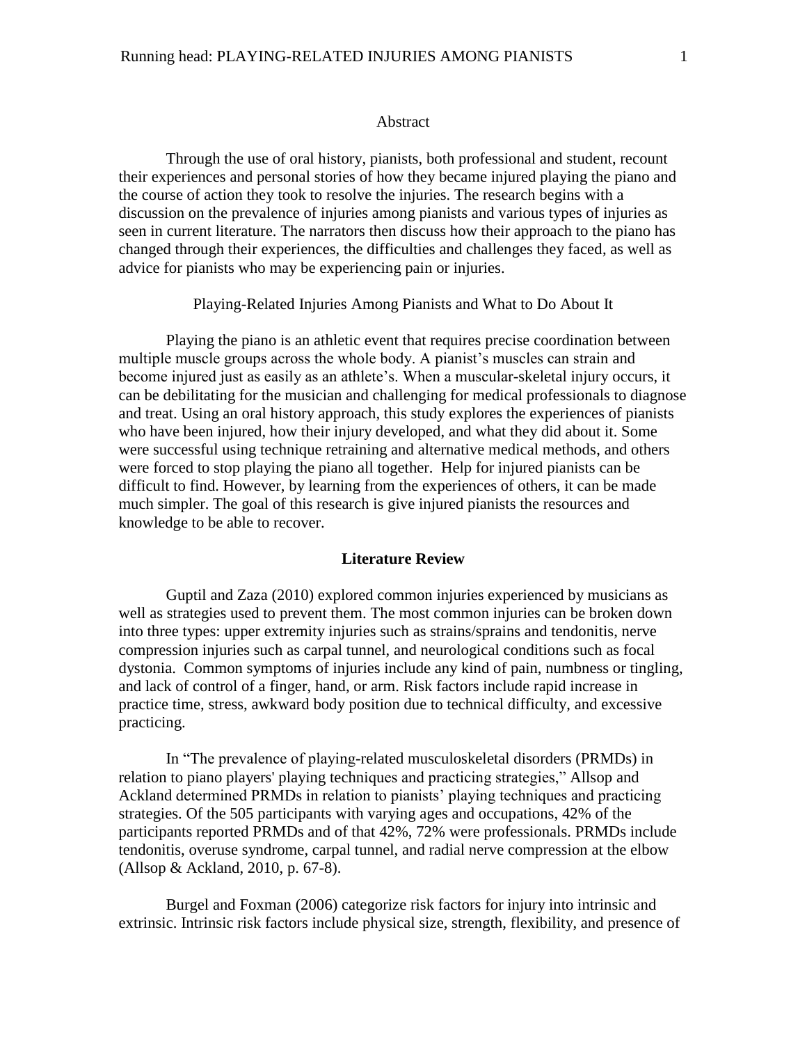## Abstract

Through the use of oral history, pianists, both professional and student, recount their experiences and personal stories of how they became injured playing the piano and the course of action they took to resolve the injuries. The research begins with a discussion on the prevalence of injuries among pianists and various types of injuries as seen in current literature. The narrators then discuss how their approach to the piano has changed through their experiences, the difficulties and challenges they faced, as well as advice for pianists who may be experiencing pain or injuries.

## Playing-Related Injuries Among Pianists and What to Do About It

Playing the piano is an athletic event that requires precise coordination between multiple muscle groups across the whole body. A pianist's muscles can strain and become injured just as easily as an athlete's. When a muscular-skeletal injury occurs, it can be debilitating for the musician and challenging for medical professionals to diagnose and treat. Using an oral history approach, this study explores the experiences of pianists who have been injured, how their injury developed, and what they did about it. Some were successful using technique retraining and alternative medical methods, and others were forced to stop playing the piano all together. Help for injured pianists can be difficult to find. However, by learning from the experiences of others, it can be made much simpler. The goal of this research is give injured pianists the resources and knowledge to be able to recover.

## Literature Review

Guptil and Zaza (2010) explored common injuries experienced by musicians as well as strategies used to prevent them. The most common injuries can be broken down into three types: upper extremity injuries such as strains/sprains and tendonitis, nerve compression injuries such as carpal tunnel, and neurological conditions such as focal dystonia. Common symptoms of injuries include any kind of pain, numbness or tingling, and lack of control of a finger, hand, or arm. Risk factors include rapid increase in practice time, stress, awkward body position due to technical difficulty, and excessive practicing.

In "The prevalence of playing-related musculoskeletal disorders (PRMDs) in relation to piano players' playing techniques and practicing strategies," Allsop and Ackland determined PRMDs in relation to pianists' playing techniques and practicing strategies. Of the 505 participants with varying ages and occupations, 42% of the participants reported PRMDs and of that 42%, 72% were professionals. PRMDs include tendonitis, overuse syndrome, carpal tunnel, and radial nerve compression at the elbow (Allsop & Ackland, 2010, p. 67-8).

Burgel and Foxman (2006) categorize risk factors for injury into intrinsic and extrinsic. Intrinsic risk factors include physical size, strength, flexibility, and presence of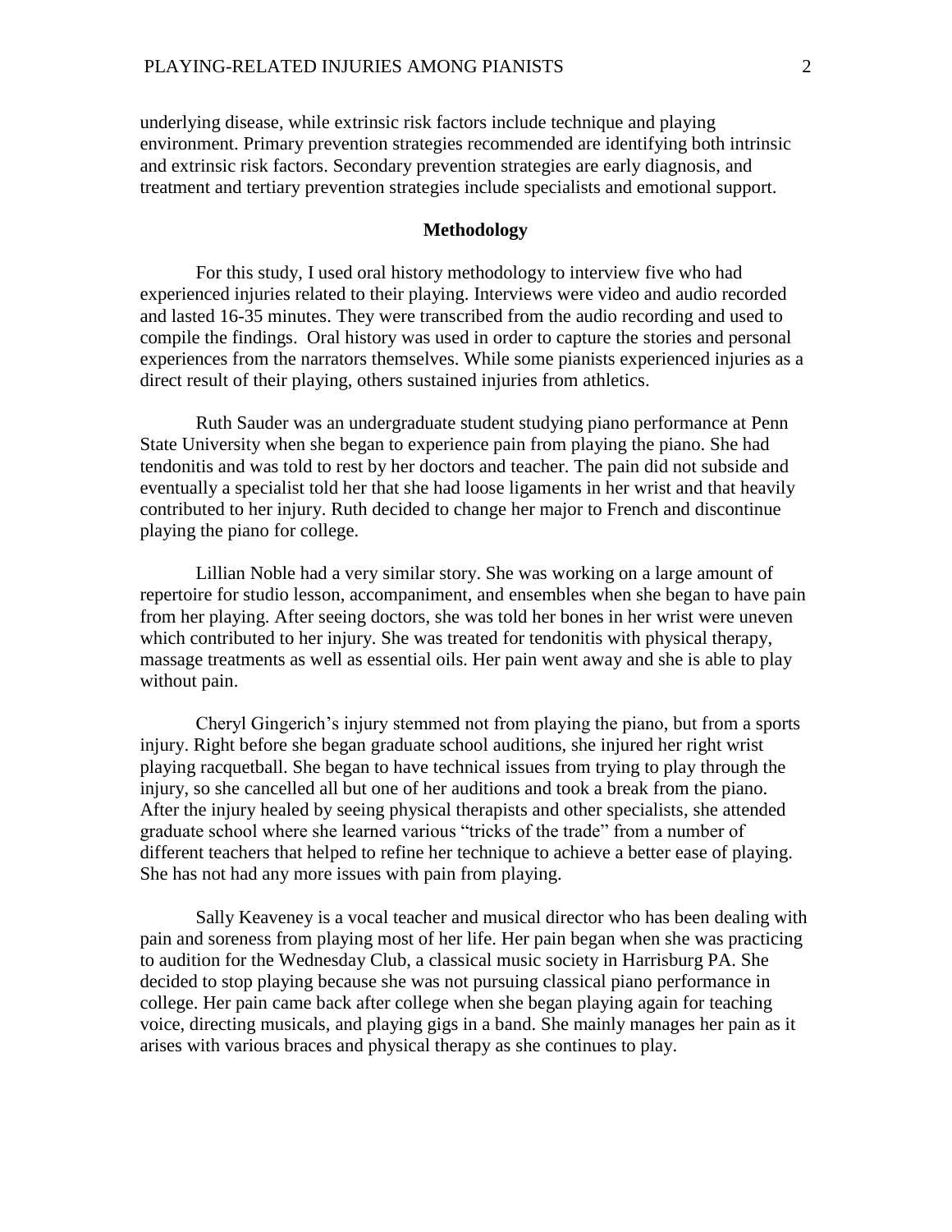underlying disease, while extrinsic risk factors include technique and playing environment. Primary prevention strategies recommended are identifying both intrinsic and extrinsic risk factors. Secondary prevention strategies are early diagnosis, and treatment and tertiary prevention strategies include specialists and emotional support.

## Methodology

For this study, I used oral history methodology to interview five who had experienced injuries related to their playing. Interviews were video and audio recorded and lasted 16-35 minutes. They were transcribed from the audio recording and used to compile the findings. Oral history was used in order to capture the stories and personal experiences from the narrators themselves. While some pianists experienced injuries as a direct result of their playing, others sustained injuries from athletics.

Ruth Sauder was an undergraduate student studying piano performance at Penn State University when she began to experience pain from playing the piano. She had tendonitis and was told to rest by her doctors and teacher. The pain did not subside and eventually a specialist told her that she had loose ligaments in her wrist and that heavily contributed to her injury. Ruth decided to change her major to French and discontinue playing the piano for college.

Lillian Noble had a very similar story. She was working on a large amount of repertoire for studio lesson, accompaniment, and ensembles when she began to have pain from her playing. After seeing doctors, she was told her bones in her wrist were uneven which contributed to her injury. She was treated for tendonitis with physical therapy, massage treatments as well as essential oils. Her pain went away and she is able to play without pain.

Cheryl Gingerich's injury stemmed not from playing the piano, but from a sports injury. Right before she began graduate school auditions, she injured her right wrist playing racquetball. She began to have technical issues from trying to play through the injury, so she cancelled all but one of her auditions and took a break from the piano. After the injury healed by seeing physical therapists and other specialists, she attended graduate school where she learned various "tricks of the trade" from a number of different teachers that helped to refine her technique to achieve a better ease of playing. She has not had any more issues with pain from playing.

Sally Keaveney is a vocal teacher and musical director who has been dealing with pain and soreness from playing most of her life. Her pain began when she was practicing to audition for the Wednesday Club, a classical music society in Harrisburg PA. She decided to stop playing because she was not pursuing classical piano performance in college. Her pain came back after college when she began playing again for teaching voice, directing musicals, and playing gigs in a band. She mainly manages her pain as it arises with various braces and physical therapy as she continues to play.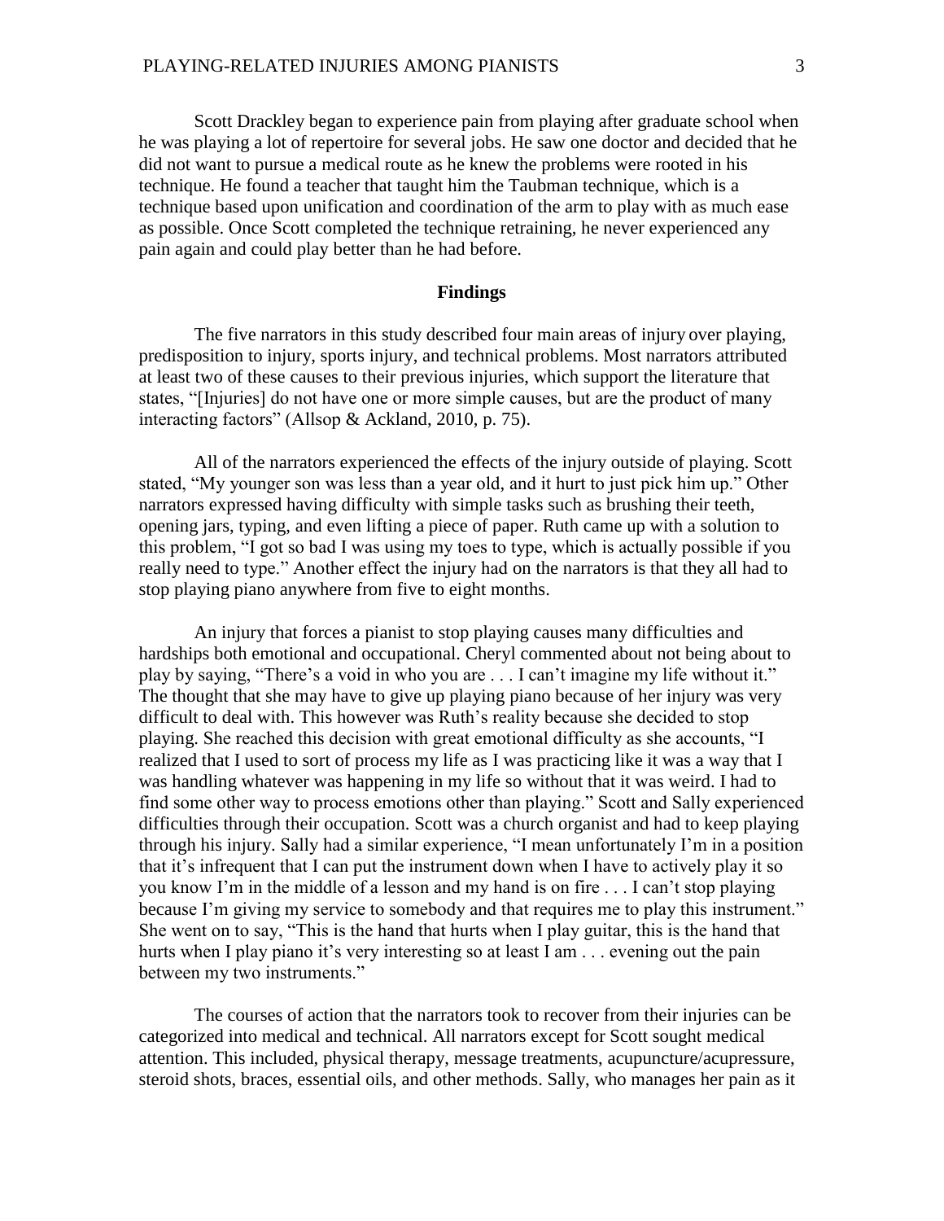Scott Drackley began to experience pain from playing after graduate school when he was playing a lot of repertoire for several jobs. He saw one doctor and decided that he did not want to pursue a medical route as he knew the problems were rooted in his technique. He found a teacher that taught him the Taubman technique, which is a technique based upon unification and coordination of the arm to play with as much ease as possible. Once Scott completed the technique retraining, he never experienced any pain again and could play better than he had before.

## Findings

The five narrators in this study described four main areas of injury over playing, predisposition to injury, sports injury, and technical problems. Most narrators attributed at least two of these causes to their previous injuries, which support the literature that states, "[Injuries] do not have one or more simple causes, but are the product of many interacting factors" (Allsop & Ackland, 2010, p. 75).

All of the narrators experienced the effects of the injury outside of playing. Scott stated, "My younger son was less than a year old, and it hurt to just pick him up." Other narrators expressed having difficulty with simple tasks such as brushing their teeth, opening jars, typing, and even lifting a piece of paper. Ruth came up with a solution to this problem, "I got so bad I was using my toes to type, which is actually possible if you really need to type." Another effect the injury had on the narrators is that they all had to stop playing piano anywhere from five to eight months.

An injury that forces a pianist to stop playing causes many difficulties and hardships both emotional and occupational. Cheryl commented about not being about to play by saying, "There's a void in who you are . . . I can't imagine my life without it." The thought that she may have to give up playing piano because of her injury was very difficult to deal with. This however was Ruth's reality because she decided to stop playing. She reached this decision with great emotional difficulty as she accounts, "I realized that I used to sort of process my life as I was practicing like it was a way that I was handling whatever was happening in my life so without that it was weird. I had to find some other way to process emotions other than playing." Scott and Sally experienced difficulties through their occupation. Scott was a church organist and had to keep playing through his injury. Sally had a similar experience, "I mean unfortunately I'm in a position that it's infrequent that I can put the instrument down when I have to actively play it so you know I'm in the middle of a lesson and my hand is on fire . . . I can't stop playing because I'm giving my service to somebody and that requires me to play this instrument." She went on to say, "This is the hand that hurts when I play guitar, this is the hand that hurts when I play piano it's very interesting so at least I am . . . evening out the pain between my two instruments."

The courses of action that the narrators took to recover from their injuries can be categorized into medical and technical. All narrators except for Scott sought medical attention. This included, physical therapy, message treatments, acupuncture/acupressure, steroid shots, braces, essential oils, and other methods. Sally, who manages her pain as it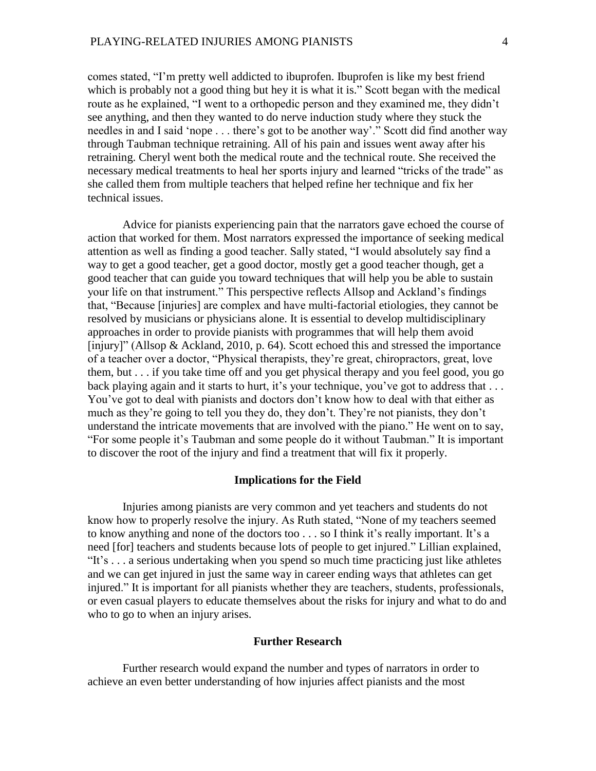comes stated, "I'm pretty well addicted to ibuprofen. Ibuprofen is like my best friend which is probably not a good thing but hey it is what it is." Scott began with the medical route as he explained, "I went to a orthopedic person and they examined me, they didn't see anything, and then they wanted to do nerve induction study where they stuck the needles in and I said 'nope . . . there's got to be another way'." Scott did find another way through Taubman technique retraining. All of his pain and issues went away after his retraining. Cheryl went both the medical route and the technical route. She received the necessary medical treatments to heal her sports injury and learned "tricks of the trade" as she called them from multiple teachers that helped refine her technique and fix her technical issues.

Advice for pianists experiencing pain that the narrators gave echoed the course of action that worked for them. Most narrators expressed the importance of seeking medical attention as well as finding a good teacher. Sally stated, "I would absolutely say find a way to get a good teacher, get a good doctor, mostly get a good teacher though, get a good teacher that can guide you toward techniques that will help you be able to sustain your life on that instrument." This perspective reflects Allsop and Ackland's findings that, "Because [injuries] are complex and have multi-factorial etiologies, they cannot be resolved by musicians or physicians alone. It is essential to develop multidisciplinary approaches in order to provide pianists with programmes that will help them avoid [injury]" (Allsop & Ackland, 2010, p. 64). Scott echoed this and stressed the importance of a teacher over a doctor, "Physical therapists, they're great, chiropractors, great, love them, but . . . if you take time off and you get physical therapy and you feel good, you go back playing again and it starts to hurt, it's your technique, you've got to address that . . . You've got to deal with pianists and doctors don't know how to deal with that either as much as they're going to tell you they do, they don't. They're not pianists, they don't understand the intricate movements that are involved with the piano." He went on to say, "For some people it's Taubman and some people do it without Taubman." It is important to discover the root of the injury and find a treatment that will fix it properly.

## Implications for the Field

Injuries among pianists are very common and yet teachers and students do not know how to properly resolve the injury. As Ruth stated, "None of my teachers seemed to know anything and none of the doctors too . . . so I think it's really important. It's a need [for] teachers and students because lots of people to get injured." Lillian explained, "It's . . . a serious undertaking when you spend so much time practicing just like athletes and we can get injured in just the same way in career ending ways that athletes can get injured." It is important for all pianists whether they are teachers, students, professionals, or even casual players to educate themselves about the risks for injury and what to do and who to go to when an injury arises.

## Further Research

Further research would expand the number and types of narrators in order to achieve an even better understanding of how injuries affect pianists and the most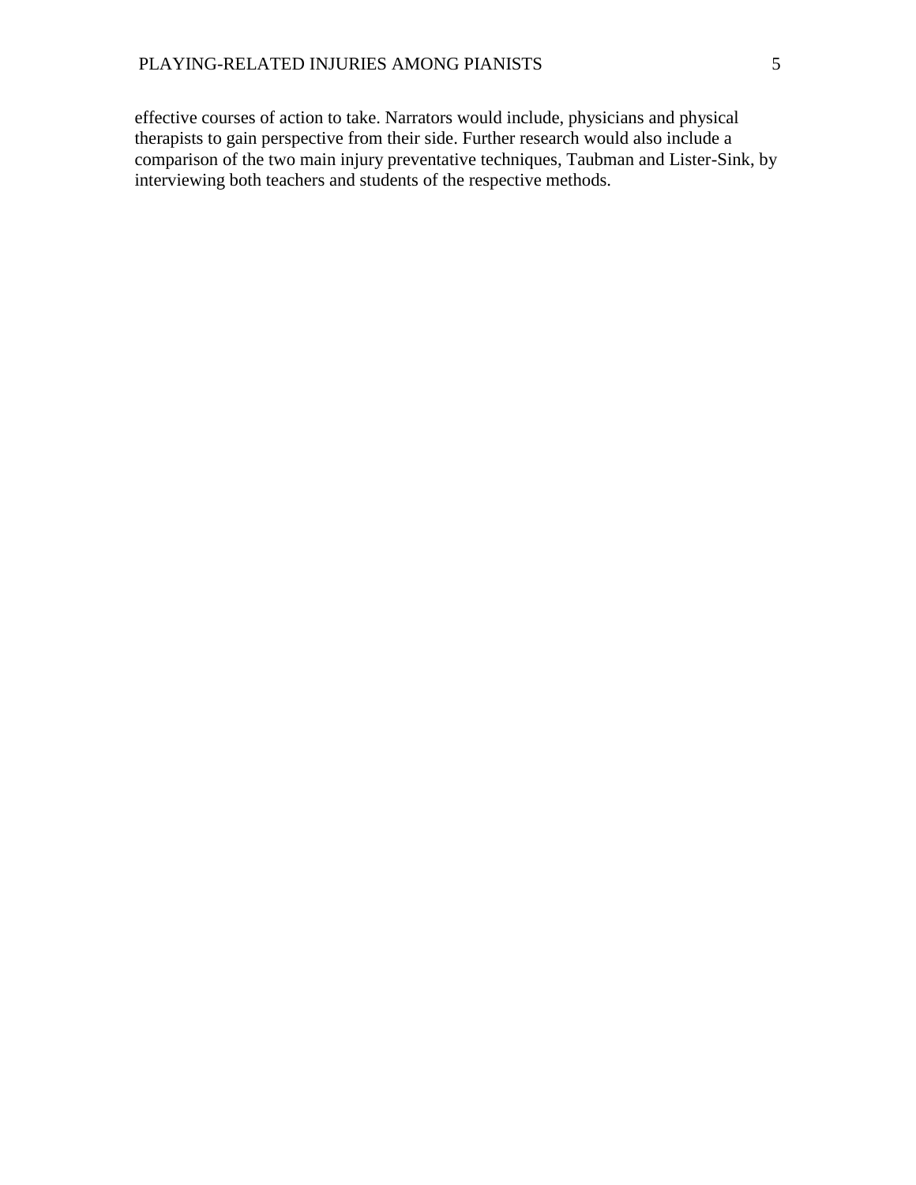effective courses of action to take. Narrators would include, physicians and physical therapists to gain perspective from their side. Further research would also include a comparison of the two main injury preventative techniques, Taubman and Lister-Sink, by interviewing both teachers and students of the respective methods.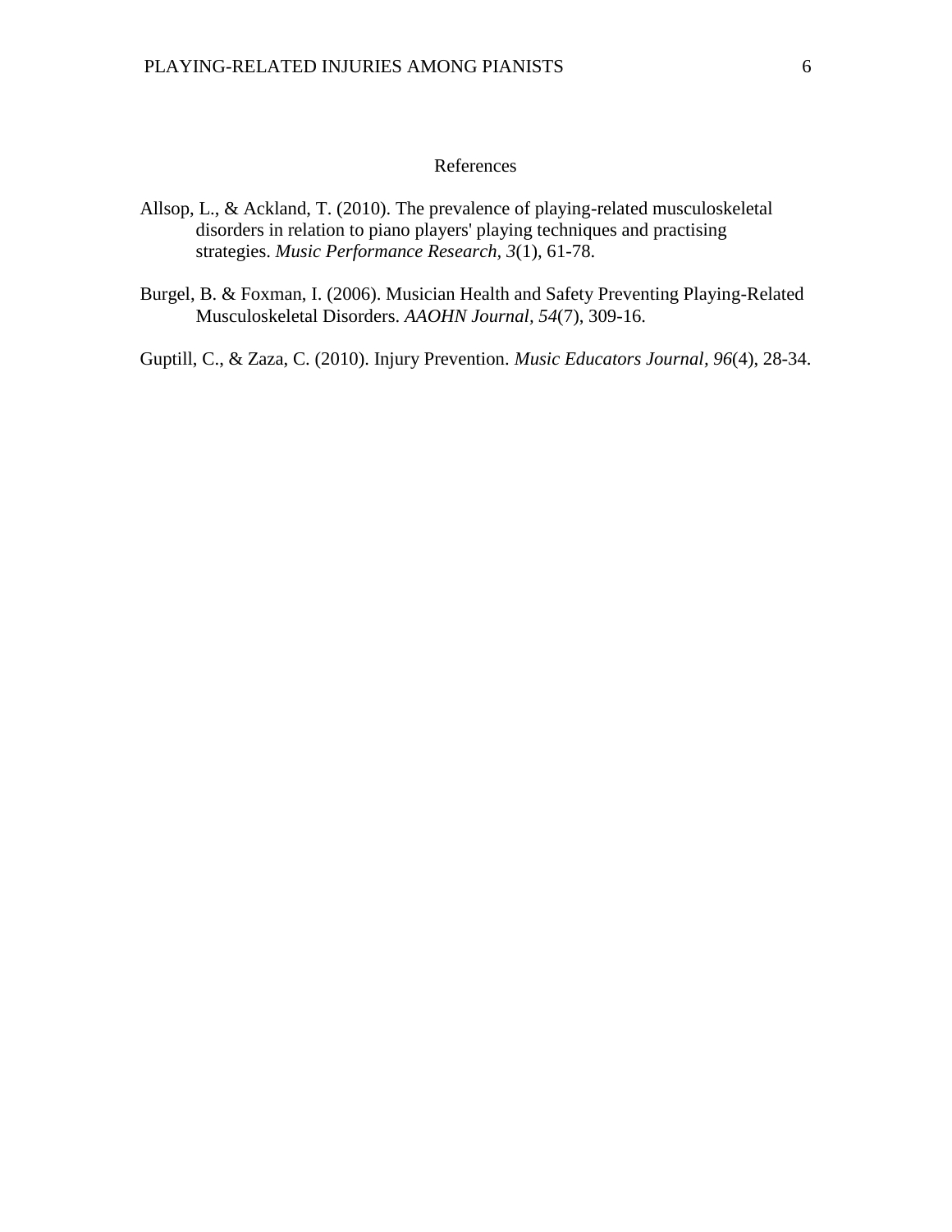# References

Allsop, L., & Ackland, T. (2010). The prevalence of playing-related musculoskeletal disorders in relation to piano players' playing techniques and practising strategies. *Music Performance Research, 3*(1), 61-78.

Burgel, B. & Foxman, I. (2006). Musician Health and Safety Preventing Playing-Related Musculoskeletal Disorders. *AAOHN Journal, 54*(7), 309-16.

Guptill, C., & Zaza, C. (2010). Injury Prevention. *Music Educators Journal, 96*(4), 28-34.